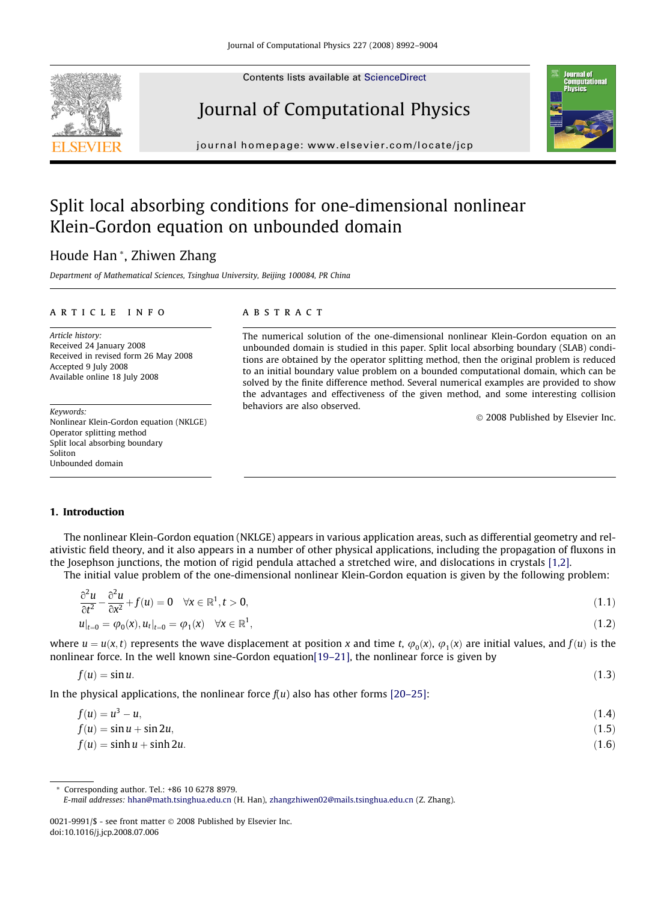# Split local absorbing conditions for one-dimensional nonlinear Klein-Gordon equation on unbounded domain

Houde Han *, Zhiwen Zhang

*Department of Mathematical Sciences, Tsinghua University, Beijing 100084, PR China*

## ARTICLE INFO

*Article history:*
Received 24 January 2008
Received in revised form 26 May 2008
Accepted 9 July 2008
Available online 18 July 2008

*Keywords:*
Nonlinear Klein-Gordon equation (NKLGE)
Operator splitting method
Split local absorbing boundary
Soliton
Unbounded domain

## ABSTRACT

The numerical solution of the one-dimensional nonlinear Klein-Gordon equation on an unbounded domain is studied in this paper. Split local absorbing boundary (SLAB) conditions are obtained by the operator splitting method, then the original problem is reduced to an initial boundary value problem on a bounded computational domain, which can be solved by the finite difference method. Several numerical examples are provided to show the advantages and effectiveness of the given method, and some interesting collision behaviors are also observed.

© 2008 Published by Elsevier Inc.

## 1. Introduction

The nonlinear Klein-Gordon equation (NKLGE) appears in various application areas, such as differential geometry and relativistic field theory, and it also appears in a number of other physical applications, including the propagation of fluxons in the Josephson junctions, the motion of rigid pendula attached a stretched wire, and dislocations in crystals [1,2].

The initial value problem of the one-dimensional nonlinear Klein-Gordon equation is given by the following problem:

$$\frac{\partial^2 u}{\partial t^2} - \frac{\partial^2 u}{\partial x^2} + f(u) = 0 \quad \forall x \in \mathbb{R}^1, t > 0, \tag{1.1}$$

$$u|_{t=0} = \varphi_0(x), u_t|_{t=0} = \varphi_1(x) \quad \forall x \in \mathbb{R}^1, \tag{1.2}$$

where $u = u(x, t)$ represents the wave displacement at position $x$ and time $t$, $\varphi_0(x)$, $\varphi_1(x)$ are initial values, and $f(u)$ is the nonlinear force. In the well known sine-Gordon equation[19–21], the nonlinear force is given by

$$f(u) = \sin u. \tag{1.3}$$

In the physical applications, the nonlinear force $f(u)$ also has other forms [20–25]:

$$f(u) = u^3 - u, \tag{1.4}$$

$$f(u) = \sin u + \sin 2u, \tag{1.5}$$

$$f(u) = \sinh u + \sinh 2u. \tag{1.6}$$

---

* Corresponding author. Tel.: +86 10 6278 8979.
*E-mail addresses:* hhan@math.tsinghua.edu.cn (H. Han), zhangzhiwen02@mails.tsinghua.edu.cn (Z. Zhang).

0021-9991/$ - see front matter © 2008 Published by Elsevier Inc.
doi:10.1016/j.jcp.2008.07.006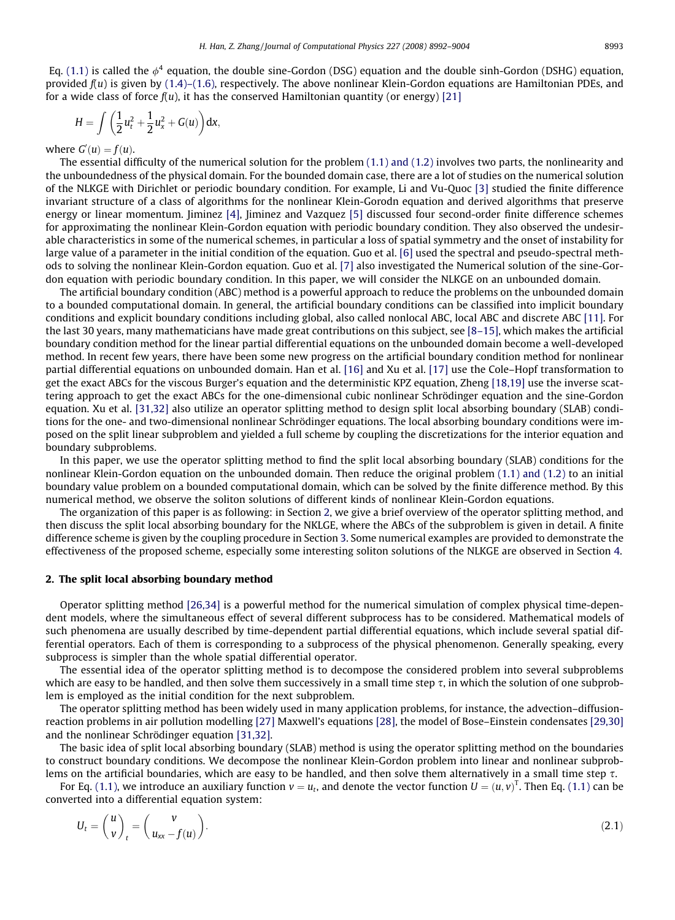Eq. (1.1) is called the $\phi^4$ equation, the double sine-Gordon (DSG) equation and the double sinh-Gordon (DSHG) equation, provided $f(u)$ is given by (1.4)–(1.6), respectively. The above nonlinear Klein-Gordon equations are Hamiltonian PDEs, and for a wide class of force $f(u)$, it has the conserved Hamiltonian quantity (or energy) [21]

$$H = \int \left( \frac{1}{2} u_t^2 + \frac{1}{2} u_x^2 + G(u) \right) \mathrm{d}x,$$

where $G'(u) = f(u)$.

The essential difficulty of the numerical solution for the problem (1.1) and (1.2) involves two parts, the nonlinearity and the unboundedness of the physical domain. For the bounded domain case, there are a lot of studies on the numerical solution of the NLKGE with Dirichlet or periodic boundary condition. For example, Li and Vu-Quoc [3] studied the finite difference invariant structure of a class of algorithms for the nonlinear Klein-Gorodn equation and derived algorithms that preserve energy or linear momentum. Jiminez [4], Jiminez and Vazquez [5] discussed four second-order finite difference schemes for approximating the nonlinear Klein-Gordon equation with periodic boundary condition. They also observed the undesirable characteristics in some of the numerical schemes, in particular a loss of spatial symmetry and the onset of instability for large value of a parameter in the initial condition of the equation. Guo et al. [6] used the spectral and pseudo-spectral methods to solving the nonlinear Klein-Gordon equation. Guo et al. [7] also investigated the Numerical solution of the sine-Gordon equation with periodic boundary condition. In this paper, we will consider the NLKGE on an unbounded domain.

The artificial boundary condition (ABC) method is a powerful approach to reduce the problems on the unbounded domain to a bounded computational domain. In general, the artificial boundary conditions can be classified into implicit boundary conditions and explicit boundary conditions including global, also called nonlocal ABC, local ABC and discrete ABC [11]. For the last 30 years, many mathematicians have made great contributions on this subject, see [8–15], which makes the artificial boundary condition method for the linear partial differential equations on the unbounded domain become a well-developed method. In recent few years, there have been some new progress on the artificial boundary condition method for nonlinear partial differential equations on unbounded domain. Han et al. [16] and Xu et al. [17] use the Cole–Hopf transformation to get the exact ABCs for the viscous Burger's equation and the deterministic KPZ equation, Zheng [18,19] use the inverse scattering approach to get the exact ABCs for the one-dimensional cubic nonlinear Schrödinger equation and the sine-Gordon equation. Xu et al. [31,32] also utilize an operator splitting method to design split local absorbing boundary (SLAB) conditions for the one- and two-dimensional nonlinear Schrödinger equations. The local absorbing boundary conditions were imposed on the split linear subproblem and yielded a full scheme by coupling the discretizations for the interior equation and boundary subproblems.

In this paper, we use the operator splitting method to find the split local absorbing boundary (SLAB) conditions for the nonlinear Klein-Gordon equation on the unbounded domain. Then reduce the original problem (1.1) and (1.2) to an initial boundary value problem on a bounded computational domain, which can be solved by the finite difference method. By this numerical method, we observe the soliton solutions of different kinds of nonlinear Klein-Gordon equations.

The organization of this paper is as following: in Section 2, we give a brief overview of the operator splitting method, and then discuss the split local absorbing boundary for the NKLGE, where the ABCs of the subproblem is given in detail. A finite difference scheme is given by the coupling procedure in Section 3. Some numerical examples are provided to demonstrate the effectiveness of the proposed scheme, especially some interesting soliton solutions of the NLKGE are observed in Section 4.

## 2. The split local absorbing boundary method

Operator splitting method [26,34] is a powerful method for the numerical simulation of complex physical time-dependent models, where the simultaneous effect of several different subprocess has to be considered. Mathematical models of such phenomena are usually described by time-dependent partial differential equations, which include several spatial differential operators. Each of them is corresponding to a subprocess of the physical phenomenon. Generally speaking, every subprocess is simpler than the whole spatial differential operator.

The essential idea of the operator splitting method is to decompose the considered problem into several subproblems which are easy to be handled, and then solve them successively in a small time step $\tau$, in which the solution of one subproblem is employed as the initial condition for the next subproblem.

The operator splitting method has been widely used in many application problems, for instance, the advection–diffusion-reaction problems in air pollution modelling [27] Maxwell's equations [28], the model of Bose–Einstein condensates [29,30] and the nonlinear Schrödinger equation [31,32].

The basic idea of split local absorbing boundary (SLAB) method is using the operator splitting method on the boundaries to construct boundary conditions. We decompose the nonlinear Klein-Gordon problem into linear and nonlinear subproblems on the artificial boundaries, which are easy to be handled, and then solve them alternatively in a small time step $\tau$.

For Eq. (1.1), we introduce an auxiliary function $v = u_t$, and denote the vector function $U = (u, v)^{\mathrm{T}}$. Then Eq. (1.1) can be converted into a differential equation system:

$$U_t = \begin{pmatrix} u \\ v \end{pmatrix}_t = \begin{pmatrix} v \\ u_{xx} - f(u) \end{pmatrix}. \tag{2.1}$$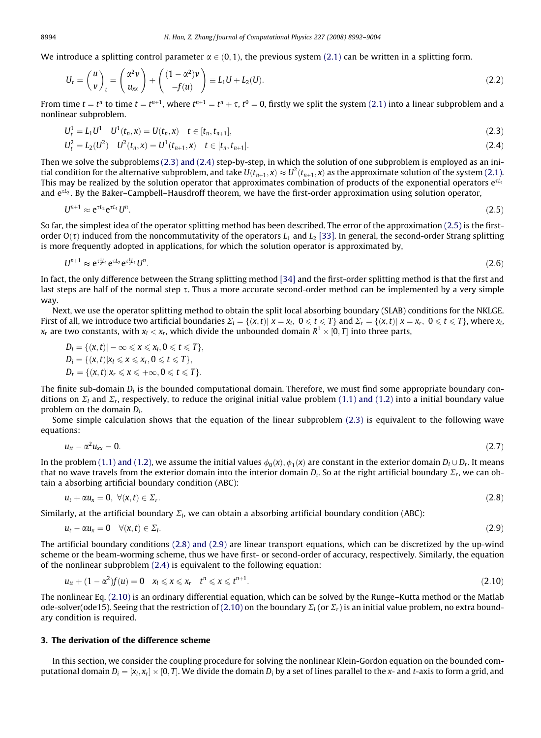We introduce a splitting control parameter $\alpha \in (0,1)$, the previous system (2.1) can be written in a splitting form.

$$U_t = \begin{pmatrix} u \\ v \end{pmatrix}_t = \begin{pmatrix} \alpha^2 v \\ u_{xx} \end{pmatrix} + \begin{pmatrix} (1-\alpha^2)v \\ -f(u) \end{pmatrix} \equiv L_1 U + L_2(U). \tag{2.2}$$

From time $t = t^n$ to time $t = t^{n+1}$, where $t^{n+1} = t^n + \tau$, $t^0 = 0$, firstly we split the system (2.1) into a linear subproblem and a nonlinear subproblem.

$$U_t^1 = L_1 U^1 \quad U^1(t_n, x) = U(t_n, x) \quad t \in [t_n, t_{n+1}], \tag{2.3}$$

$$U_t^2 = L_2(U^2) \quad U^2(t_n, x) = U^1(t_{n+1}, x) \quad t \in [t_n, t_{n+1}]. \tag{2.4}$$

Then we solve the subproblems (2.3) and (2.4) step-by-step, in which the solution of one subproblem is employed as an initial condition for the alternative subproblem, and take $U(t_{n+1}, x) \approx U^2(t_{n+1}, x)$ as the approximate solution of the system (2.1). This may be realized by the solution operator that approximates combination of products of the exponential operators $e^{\tau L_1}$ and $e^{\tau L_2}$. By the Baker–Campbell–Hausdorff theorem, we have the first-order approximation using solution operator,

$$U^{n+1} \approx e^{\tau L_2} e^{\tau L_1} U^n. \tag{2.5}$$

So far, the simplest idea of the operator splitting method has been described. The error of the approximation (2.5) is the first-order $O(\tau)$ induced from the noncommutativity of the operators $L_1$ and $L_2$ [33]. In general, the second-order Strang splitting is more frequently adopted in applications, for which the solution operator is approximated by,

$$U^{n+1} \approx e^{\frac{\tau}{2} L_1} e^{\tau L_2} e^{\frac{\tau}{2} L_1} U^n. \tag{2.6}$$

In fact, the only difference between the Strang splitting method [34] and the first-order splitting method is that the first and last steps are half of the normal step $\tau$. Thus a more accurate second-order method can be implemented by a very simple way.

Next, we use the operator splitting method to obtain the split local absorbing boundary (SLAB) conditions for the NKLGE. First of all, we introduce two artificial boundaries $\Sigma_l = \{(x,t) |\ x = x_l,\ 0 \leqslant t \leqslant T\}$ and $\Sigma_r = \{(x,t) |\ x = x_r,\ 0 \leqslant t \leqslant T\}$, where $x_l$, $x_r$ are two constants, with $x_l < x_r$, which divide the unbounded domain $R^1 \times [0, T]$ into three parts,

$$\begin{aligned}
D_l &= \{(x,t) | -\infty \leqslant x \leqslant x_l, 0 \leqslant t \leqslant T\}, \\
D_i &= \{(x,t) | x_l \leqslant x \leqslant x_r, 0 \leqslant t \leqslant T\}, \\
D_r &= \{(x,t) | x_r \leqslant x \leqslant +\infty, 0 \leqslant t \leqslant T\}.
\end{aligned}$$

The finite sub-domain $D_i$ is the bounded computational domain. Therefore, we must find some appropriate boundary conditions on $\Sigma_l$ and $\Sigma_r$, respectively, to reduce the original initial value problem (1.1) and (1.2) into a initial boundary value problem on the domain $D_i$.

Some simple calculation shows that the equation of the linear subproblem (2.3) is equivalent to the following wave equations:

$$u_{tt} - \alpha^2 u_{xx} = 0. \tag{2.7}$$

In the problem (1.1) and (1.2), we assume the initial values $\phi_0(x), \phi_1(x)$ are constant in the exterior domain $D_l \cup D_r$. It means that no wave travels from the exterior domain into the interior domain $D_i$. So at the right artificial boundary $\Sigma_r$, we can obtain a absorbing artificial boundary condition (ABC):

$$u_t + \alpha u_x = 0,\ \forall (x,t) \in \Sigma_r. \tag{2.8}$$

Similarly, at the artificial boundary $\Sigma_l$, we can obtain a absorbing artificial boundary condition (ABC):

$$u_t - \alpha u_x = 0 \quad \forall (x,t) \in \Sigma_l. \tag{2.9}$$

The artificial boundary conditions (2.8) and (2.9) are linear transport equations, which can be discretized by the up-wind scheme or the beam-worming scheme, thus we have first- or second-order of accuracy, respectively. Similarly, the equation of the nonlinear subproblem (2.4) is equivalent to the following equation:

$$u_{tt} + (1-\alpha^2) f(u) = 0 \quad x_l \leqslant x \leqslant x_r \quad t^n \leqslant x \leqslant t^{n+1}. \tag{2.10}$$

The nonlinear Eq. (2.10) is an ordinary differential equation, which can be solved by the Runge–Kutta method or the Matlab ode-solver(ode15). Seeing that the restriction of (2.10) on the boundary $\Sigma_l$ (or $\Sigma_r$) is an initial value problem, no extra boundary condition is required.

## 3. The derivation of the difference scheme

In this section, we consider the coupling procedure for solving the nonlinear Klein-Gordon equation on the bounded computational domain $D_i = [x_l, x_r] \times [0, T]$. We divide the domain $D_i$ by a set of lines parallel to the $x$- and $t$-axis to form a grid, and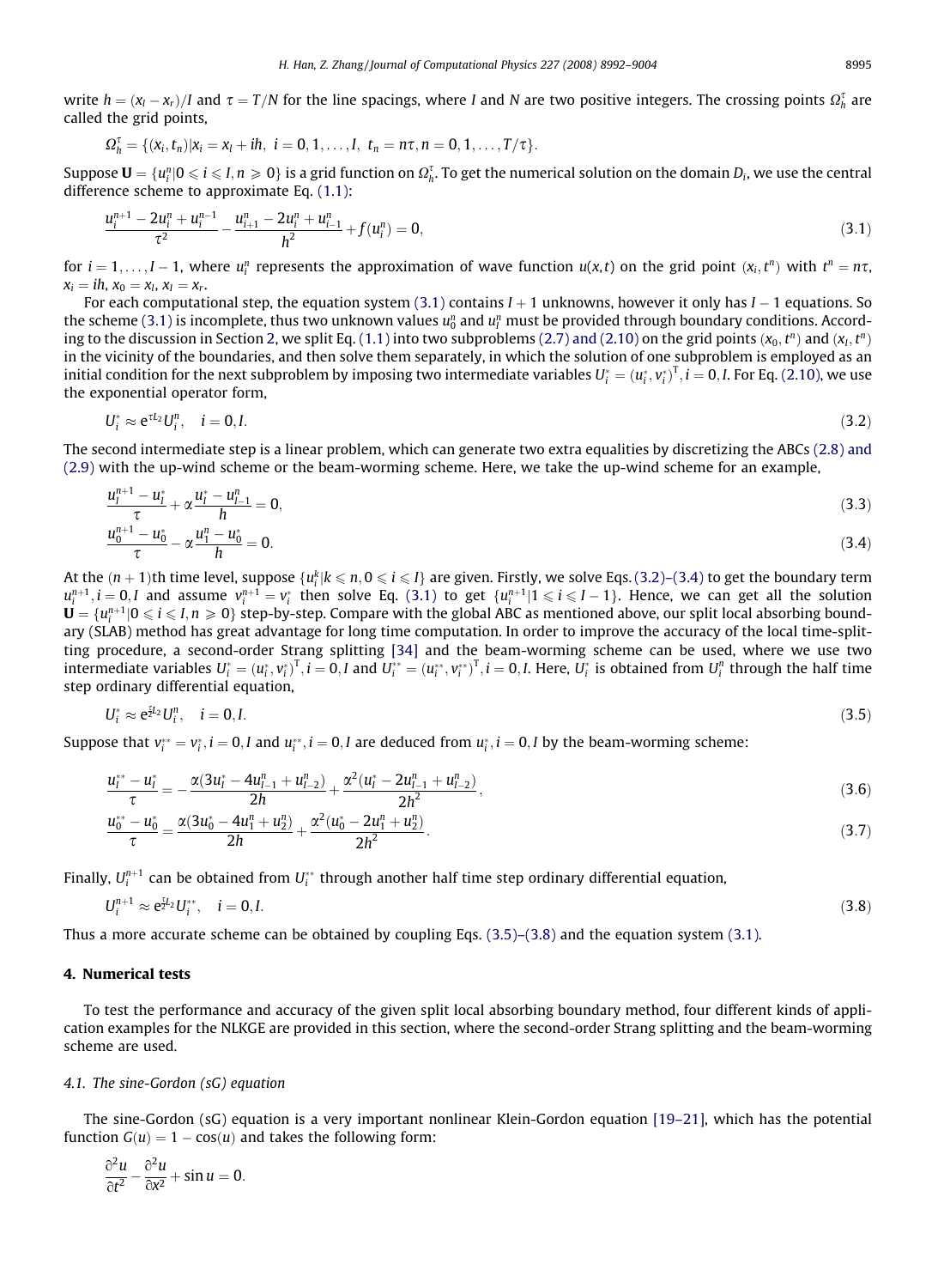write $h = (x_l - x_r)/I$ and $\tau = T/N$ for the line spacings, where $I$ and $N$ are two positive integers. The crossing points $\Omega_h^\tau$ are called the grid points,

$$\Omega_h^\tau = \{(x_i, t_n) | x_i = x_l + ih,\ i = 0, 1, \ldots, I,\ t_n = n\tau, n = 0, 1, \ldots, T/\tau\}.$$

Suppose $\mathbf{U} = \{u_i^n | 0 \leqslant i \leqslant I, n \geqslant 0\}$ is a grid function on $\Omega_h^\tau$. To get the numerical solution on the domain $D_i$, we use the central difference scheme to approximate Eq. (1.1):

$$\frac{u_i^{n+1} - 2u_i^n + u_i^{n-1}}{\tau^2} - \frac{u_{i+1}^n - 2u_i^n + u_{i-1}^n}{h^2} + f(u_i^n) = 0, \tag{3.1}$$

for $i = 1, \ldots, I-1$, where $u_i^n$ represents the approximation of wave function $u(x,t)$ on the grid point $(x_i, t^n)$ with $t^n = n\tau$, $x_i = ih$, $x_0 = x_l$, $x_I = x_r$.

For each computational step, the equation system (3.1) contains $I+1$ unknowns, however it only has $I-1$ equations. So the scheme (3.1) is incomplete, thus two unknown values $u_0^n$ and $u_I^n$ must be provided through boundary conditions. According to the discussion in Section 2, we split Eq. (1.1) into two subproblems (2.7) and (2.10) on the grid points $(x_0, t^n)$ and $(x_I, t^n)$ in the vicinity of the boundaries, and then solve them separately, in which the solution of one subproblem is employed as an initial condition for the next subproblem by imposing two intermediate variables $U_i^* = (u_i^*, v_i^*)^{\mathrm{T}}, i = 0, I$. For Eq. (2.10), we use the exponential operator form,

$$U_i^* \approx \mathrm{e}^{\tau L_2} U_i^n, \quad i = 0, I. \tag{3.2}$$

The second intermediate step is a linear problem, which can generate two extra equalities by discretizing the ABCs (2.8) and (2.9) with the up-wind scheme or the beam-worming scheme. Here, we take the up-wind scheme for an example,

$$\frac{u_I^{n+1} - u_I^*}{\tau} + \alpha \frac{u_I^* - u_{I-1}^n}{h} = 0, \tag{3.3}$$

$$\frac{u_0^{n+1} - u_0^*}{\tau} - \alpha \frac{u_1^n - u_0^*}{h} = 0. \tag{3.4}$$

At the $(n+1)$th time level, suppose $\{u_i^k | k \leqslant n, 0 \leqslant i \leqslant I\}$ are given. Firstly, we solve Eqs. (3.2)–(3.4) to get the boundary term $u_i^{n+1}, i = 0, I$ and assume $v_i^{n+1} = v_i^*$ then solve Eq. (3.1) to get $\{u_i^{n+1} | 1 \leqslant i \leqslant I-1\}$. Hence, we can get all the solution $\mathbf{U} = \{u_i^{n+1} | 0 \leqslant i \leqslant I, n \geqslant 0\}$ step-by-step. Compare with the global ABC as mentioned above, our split local absorbing boundary (SLAB) method has great advantage for long time computation. In order to improve the accuracy of the local time-splitting procedure, a second-order Strang splitting [34] and the beam-worming scheme can be used, where we use two intermediate variables $U_i^* = (u_i^*, v_i^*)^{\mathrm{T}}, i = 0, I$ and $U_i^{**} = (u_i^{**}, v_i^{**})^{\mathrm{T}}, i = 0, I$. Here, $U_i^*$ is obtained from $U_i^n$ through the half time step ordinary differential equation,

$$U_i^* \approx \mathrm{e}^{\frac{\tau}{2} L_2} U_i^n, \quad i = 0, I. \tag{3.5}$$

Suppose that $v_i^{**} = v_i^*, i = 0, I$ and $u_i^{**}, i = 0, I$ are deduced from $u_i^*, i = 0, I$ by the beam-worming scheme:

$$\frac{u_I^{**} - u_I^*}{\tau} = -\frac{\alpha(3u_I^* - 4u_{I-1}^n + u_{I-2}^n)}{2h} + \frac{\alpha^2(u_I^* - 2u_{I-1}^n + u_{I-2}^n)}{2h^2}, \tag{3.6}$$

$$\frac{u_0^{**} - u_0^*}{\tau} = \frac{\alpha(3u_0^* - 4u_1^n + u_2^n)}{2h} + \frac{\alpha^2(u_0^* - 2u_1^n + u_2^n)}{2h^2}. \tag{3.7}$$

Finally, $U_i^{n+1}$ can be obtained from $U_i^{**}$ through another half time step ordinary differential equation,

$$U_i^{n+1} \approx \mathrm{e}^{\frac{\tau}{2} L_2} U_i^{**}, \quad i = 0, I. \tag{3.8}$$

Thus a more accurate scheme can be obtained by coupling Eqs. (3.5)–(3.8) and the equation system (3.1).

## 4. Numerical tests

To test the performance and accuracy of the given split local absorbing boundary method, four different kinds of application examples for the NLKGE are provided in this section, where the second-order Strang splitting and the beam-worming scheme are used.

### 4.1. The sine-Gordon (sG) equation

The sine-Gordon (sG) equation is a very important nonlinear Klein-Gordon equation [19–21], which has the potential function $G(u) = 1 - \cos(u)$ and takes the following form:

$$\frac{\partial^2 u}{\partial t^2} - \frac{\partial^2 u}{\partial x^2} + \sin u = 0.$$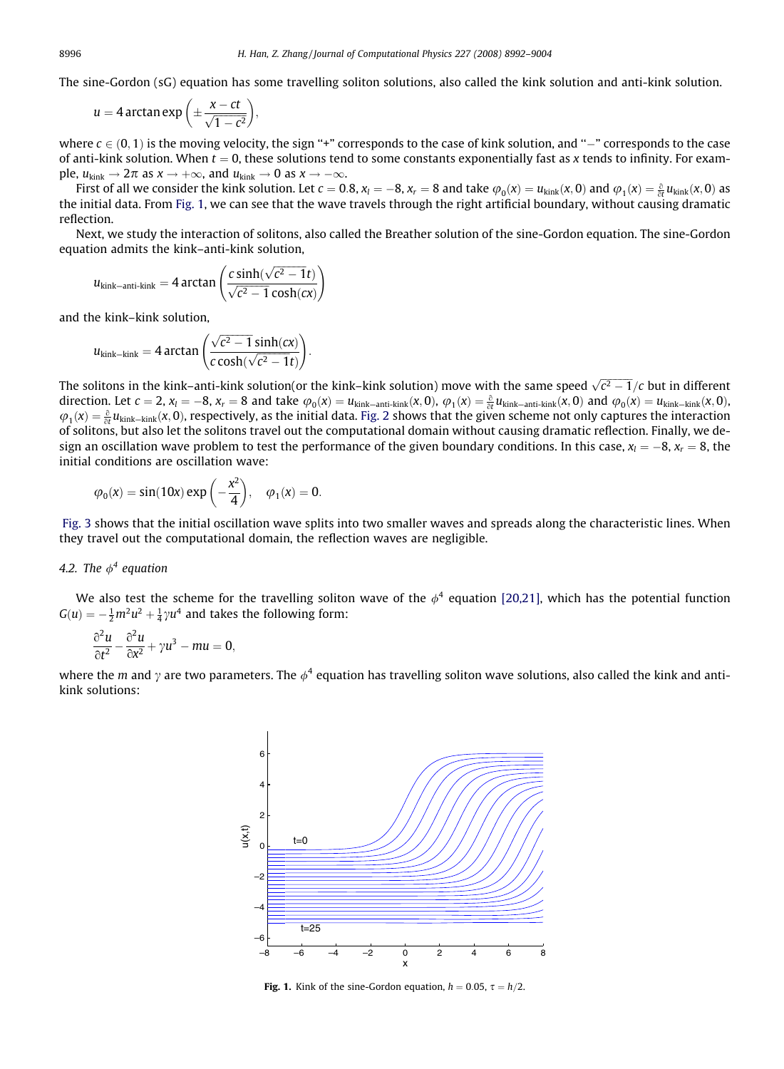The sine-Gordon (sG) equation has some travelling soliton solutions, also called the kink solution and anti-kink solution.

$$u = 4\arctan\exp\left(\pm\frac{x-ct}{\sqrt{1-c^2}}\right),$$

where $c \in (0,1)$ is the moving velocity, the sign "+" corresponds to the case of kink solution, and "−" corresponds to the case of anti-kink solution. When $t = 0$, these solutions tend to some constants exponentially fast as $x$ tends to infinity. For example, $u_{\text{kink}} \to 2\pi$ as $x \to +\infty$, and $u_{\text{kink}} \to 0$ as $x \to -\infty$.

First of all we consider the kink solution. Let $c = 0.8$, $x_l = -8$, $x_r = 8$ and take $\varphi_0(x) = u_{\text{kink}}(x,0)$ and $\varphi_1(x) = \frac{\partial}{\partial t}u_{\text{kink}}(x,0)$ as the initial data. From Fig. 1, we can see that the wave travels through the right artificial boundary, without causing dramatic reflection.

Next, we study the interaction of solitons, also called the Breather solution of the sine-Gordon equation. The sine-Gordon equation admits the kink–anti-kink solution,

$$u_{\text{kink-anti-kink}} = 4\arctan\left(\frac{c\sinh(\sqrt{c^2-1}t)}{\sqrt{c^2-1}\cosh(cx)}\right)$$

and the kink–kink solution,

$$u_{\text{kink-kink}} = 4\arctan\left(\frac{\sqrt{c^2-1}\sinh(cx)}{c\cosh(\sqrt{c^2-1}t)}\right).$$

The solitons in the kink–anti-kink solution(or the kink–kink solution) move with the same speed $\sqrt{c^2-1}/c$ but in different direction. Let $c = 2$, $x_l = -8$, $x_r = 8$ and take $\varphi_0(x) = u_{\text{kink-anti-kink}}(x,0)$, $\varphi_1(x) = \frac{\partial}{\partial t}u_{\text{kink-anti-kink}}(x,0)$ and $\varphi_0(x) = u_{\text{kink-kink}}(x,0)$, $\varphi_1(x) = \frac{\partial}{\partial t}u_{\text{kink-kink}}(x,0)$, respectively, as the initial data. Fig. 2 shows that the given scheme not only captures the interaction of solitons, but also let the solitons travel out the computational domain without causing dramatic reflection. Finally, we design an oscillation wave problem to test the performance of the given boundary conditions. In this case, $x_l = -8$, $x_r = 8$, the initial conditions are oscillation wave:

$$\varphi_0(x) = \sin(10x)\exp\left(-\frac{x^2}{4}\right), \quad \varphi_1(x) = 0.$$

Fig. 3 shows that the initial oscillation wave splits into two smaller waves and spreads along the characteristic lines. When they travel out the computational domain, the reflection waves are negligible.

### 4.2. The $\phi^4$ equation

We also test the scheme for the travelling soliton wave of the $\phi^4$ equation [20,21], which has the potential function $G(u) = -\frac{1}{2}m^2u^2 + \frac{1}{4}\gamma u^4$ and takes the following form:

$$\frac{\partial^2 u}{\partial t^2} - \frac{\partial^2 u}{\partial x^2} + \gamma u^3 - mu = 0,$$

where the $m$ and $\gamma$ are two parameters. The $\phi^4$ equation has travelling soliton wave solutions, also called the kink and anti-kink solutions:

**Fig. 1.** Kink of the sine-Gordon equation, $h = 0.05$, $\tau = h/2$.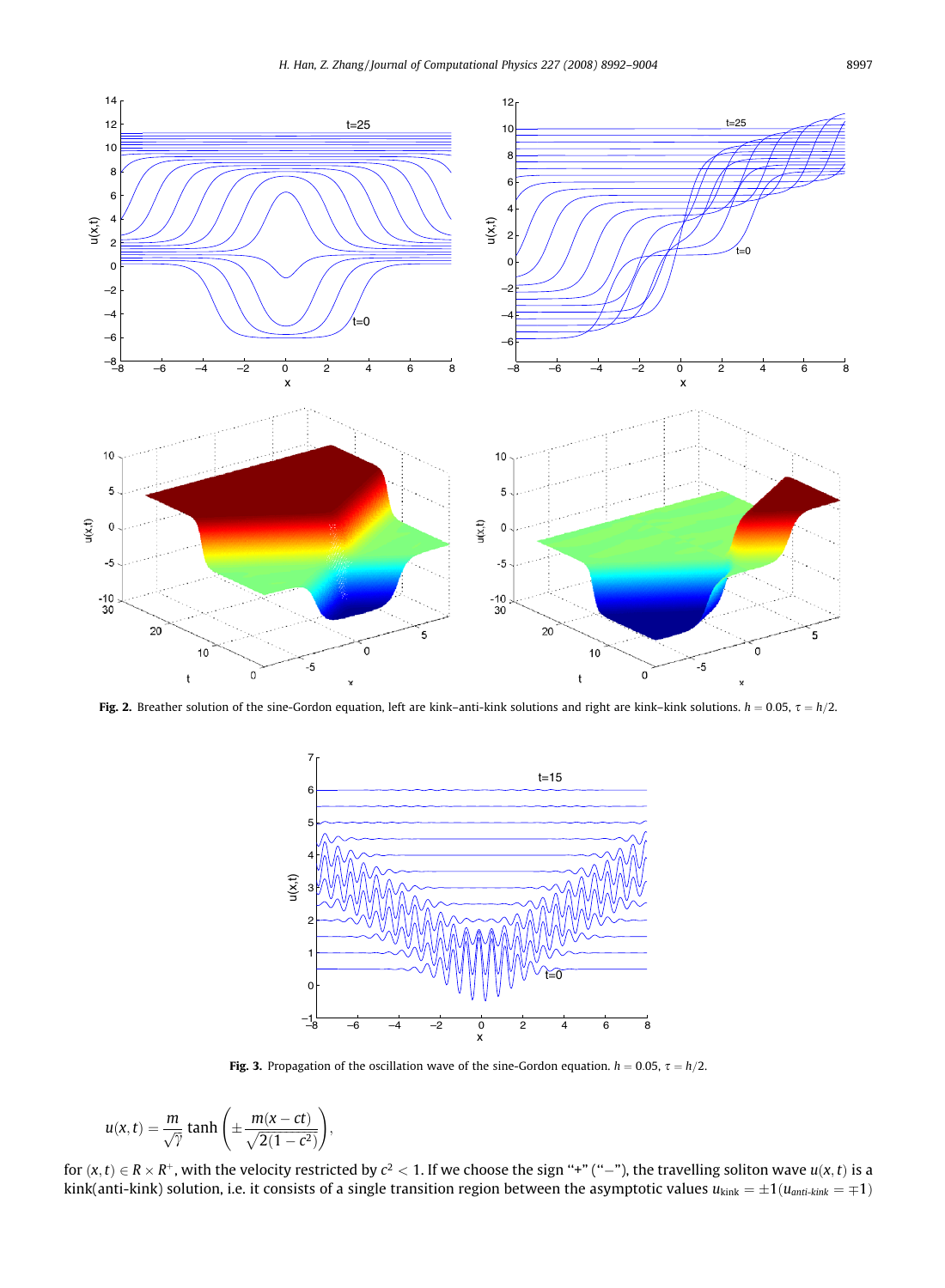**Fig. 2.** Breather solution of the sine-Gordon equation, left are kink–anti-kink solutions and right are kink–kink solutions. $h = 0.05$, $\tau = h/2$.

**Fig. 3.** Propagation of the oscillation wave of the sine-Gordon equation. $h = 0.05$, $\tau = h/2$.

$$u(x,t) = \frac{m}{\sqrt{\gamma}} \tanh\left(\pm \frac{m(x - ct)}{\sqrt{2(1 - c^2)}}\right),$$

for $(x,t) \in R \times R^+$, with the velocity restricted by $c^2 < 1$. If we choose the sign "+" ("−"), the travelling soliton wave $u(x,t)$ is a kink(anti-kink) solution, i.e. it consists of a single transition region between the asymptotic values $u_{\text{kink}} = \pm 1$ ($u_{\text{anti-kink}} = \mp 1$)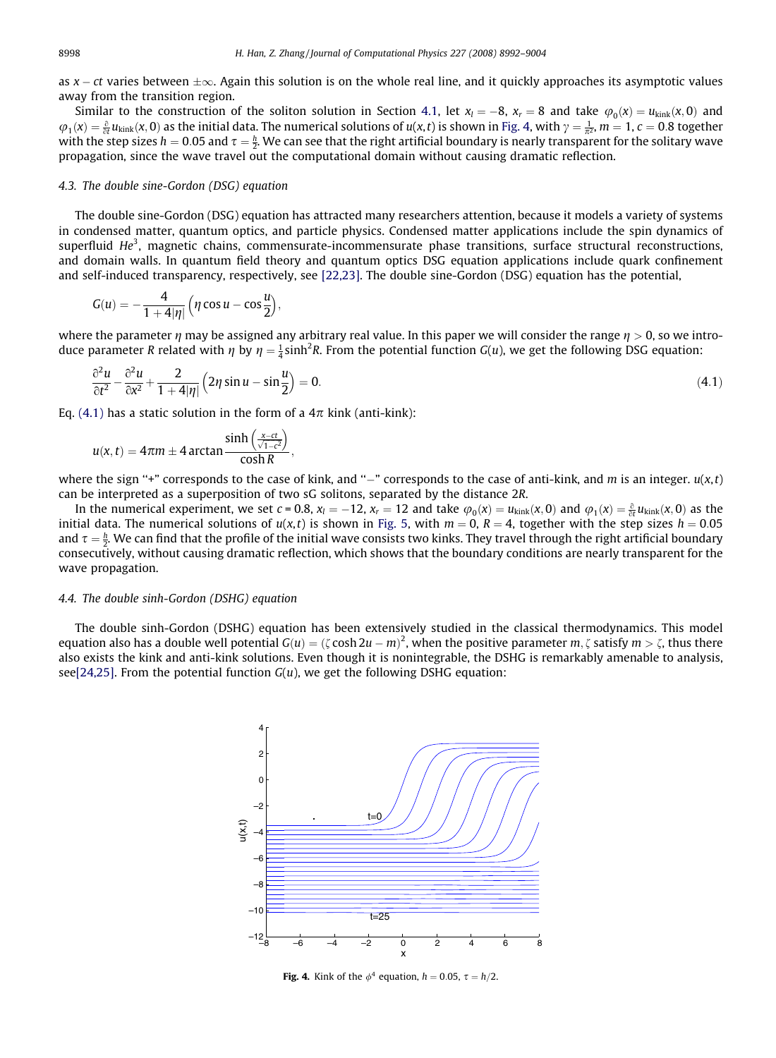as $x - ct$ varies between $\pm\infty$. Again this solution is on the whole real line, and it quickly approaches its asymptotic values away from the transition region.

Similar to the construction of the soliton solution in Section 4.1, let $x_l = -8$, $x_r = 8$ and take $\varphi_0(x) = u_{\text{kink}}(x, 0)$ and $\varphi_1(x) = \frac{\partial}{\partial t} u_{\text{kink}}(x, 0)$ as the initial data. The numerical solutions of $u(x, t)$ is shown in Fig. 4, with $\gamma = \frac{1}{\pi^2}$, $m = 1$, $c = 0.8$ together with the step sizes $h = 0.05$ and $\tau = \frac{h}{2}$. We can see that the right artificial boundary is nearly transparent for the solitary wave propagation, since the wave travel out the computational domain without causing dramatic reflection.

### 4.3. The double sine-Gordon (DSG) equation

The double sine-Gordon (DSG) equation has attracted many researchers attention, because it models a variety of systems in condensed matter, quantum optics, and particle physics. Condensed matter applications include the spin dynamics of superfluid $He^3$, magnetic chains, commensurate-incommensurate phase transitions, surface structural reconstructions, and domain walls. In quantum field theory and quantum optics DSG equation applications include quark confinement and self-induced transparency, respectively, see [22,23]. The double sine-Gordon (DSG) equation has the potential,

$$G(u) = -\frac{4}{1 + 4|\eta|}\left(\eta \cos u - \cos\frac{u}{2}\right),$$

where the parameter $\eta$ may be assigned any arbitrary real value. In this paper we will consider the range $\eta > 0$, so we introduce parameter $R$ related with $\eta$ by $\eta = \frac{1}{4}\sinh^2 R$. From the potential function $G(u)$, we get the following DSG equation:

$$\frac{\partial^2 u}{\partial t^2} - \frac{\partial^2 u}{\partial x^2} + \frac{2}{1 + 4|\eta|}\left(2\eta \sin u - \sin\frac{u}{2}\right) = 0. \tag{4.1}$$

Eq. (4.1) has a static solution in the form of a $4\pi$ kink (anti-kink):

$$u(x, t) = 4\pi m \pm 4 \arctan \frac{\sinh\left(\frac{x - ct}{\sqrt{1 - c^2}}\right)}{\cosh R},$$

where the sign "+" corresponds to the case of kink, and "−" corresponds to the case of anti-kink, and $m$ is an integer. $u(x, t)$ can be interpreted as a superposition of two sG solitons, separated by the distance $2R$.

In the numerical experiment, we set $c = 0.8$, $x_l = -12$, $x_r = 12$ and take $\varphi_0(x) = u_{\text{kink}}(x, 0)$ and $\varphi_1(x) = \frac{\partial}{\partial t} u_{\text{kink}}(x, 0)$ as the initial data. The numerical solutions of $u(x, t)$ is shown in Fig. 5, with $m = 0$, $R = 4$, together with the step sizes $h = 0.05$ and $\tau = \frac{h}{2}$. We can find that the profile of the initial wave consists two kinks. They travel through the right artificial boundary consecutively, without causing dramatic reflection, which shows that the boundary conditions are nearly transparent for the wave propagation.

### 4.4. The double sinh-Gordon (DSHG) equation

The double sinh-Gordon (DSHG) equation has been extensively studied in the classical thermodynamics. This model equation also has a double well potential $G(u) = (\zeta \cosh 2u - m)^2$, when the positive parameter $m, \zeta$ satisfy $m > \zeta$, thus there also exists the kink and anti-kink solutions. Even though it is nonintegrable, the DSHG is remarkably amenable to analysis, see[24,25]. From the potential function $G(u)$, we get the following DSHG equation:

**Fig. 4.** Kink of the $\phi^4$ equation, $h = 0.05$, $\tau = h/2$.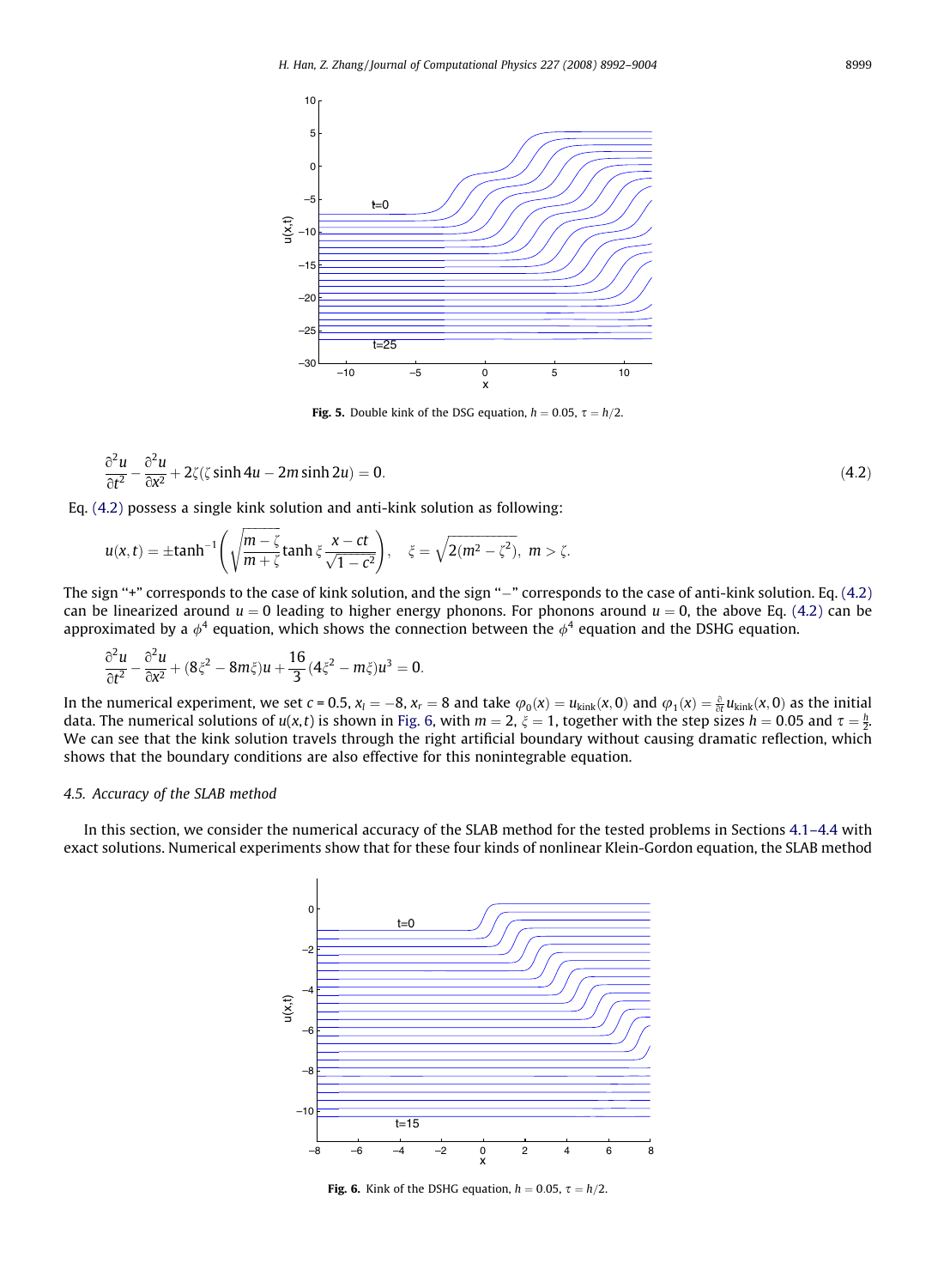Fig. 5. Double kink of the DSG equation, $h = 0.05$, $\tau = h/2$.

$$\frac{\partial^2 u}{\partial t^2} - \frac{\partial^2 u}{\partial x^2} + 2\zeta(\zeta \sinh 4u - 2m \sinh 2u) = 0. \tag{4.2}$$

Eq. (4.2) possess a single kink solution and anti-kink solution as following:

$$u(x,t) = \pm \tanh^{-1}\left(\sqrt{\frac{m-\zeta}{m+\zeta}} \tanh \xi \frac{x-ct}{\sqrt{1-c^2}}\right), \quad \xi = \sqrt{2(m^2-\zeta^2)}, \ m > \zeta.$$

The sign "+" corresponds to the case of kink solution, and the sign "−" corresponds to the case of anti-kink solution. Eq. (4.2) can be linearized around $u = 0$ leading to higher energy phonons. For phonons around $u = 0$, the above Eq. (4.2) can be approximated by a $\phi^4$ equation, which shows the connection between the $\phi^4$ equation and the DSHG equation.

$$\frac{\partial^2 u}{\partial t^2} - \frac{\partial^2 u}{\partial x^2} + (8\xi^2 - 8m\xi)u + \frac{16}{3}(4\xi^2 - m\xi)u^3 = 0.$$

In the numerical experiment, we set $c = 0.5$, $x_l = -8$, $x_r = 8$ and take $\varphi_0(x) = u_{\text{kink}}(x,0)$ and $\varphi_1(x) = \frac{\partial}{\partial t} u_{\text{kink}}(x,0)$ as the initial data. The numerical solutions of $u(x,t)$ is shown in Fig. 6, with $m = 2$, $\xi = 1$, together with the step sizes $h = 0.05$ and $\tau = \frac{h}{2}$. We can see that the kink solution travels through the right artificial boundary without causing dramatic reflection, which shows that the boundary conditions are also effective for this nonintegrable equation.

### 4.5. Accuracy of the SLAB method

In this section, we consider the numerical accuracy of the SLAB method for the tested problems in Sections 4.1–4.4 with exact solutions. Numerical experiments show that for these four kinds of nonlinear Klein-Gordon equation, the SLAB method

Fig. 6. Kink of the DSHG equation, $h = 0.05$, $\tau = h/2$.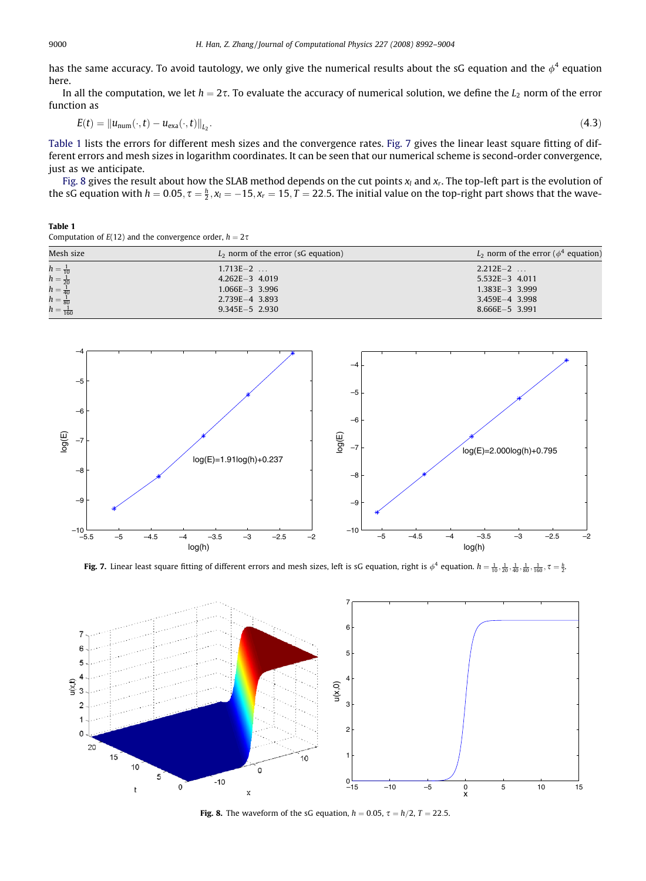has the same accuracy. To avoid tautology, we only give the numerical results about the sG equation and the $\phi^4$ equation here.

In all the computation, we let $h = 2\tau$. To evaluate the accuracy of numerical solution, we define the $L_2$ norm of the error function as

$$E(t) = \|u_{\text{num}}(\cdot, t) - u_{\text{exa}}(\cdot, t)\|_{L_2}. \tag{4.3}$$

Table 1 lists the errors for different mesh sizes and the convergence rates. Fig. 7 gives the linear least square fitting of different errors and mesh sizes in logarithm coordinates. It can be seen that our numerical scheme is second-order convergence, just as we anticipate.

Fig. 8 gives the result about how the SLAB method depends on the cut points $x_l$ and $x_r$. The top-left part is the evolution of the sG equation with $h = 0.05, \tau = \frac{h}{2}, x_l = -15, x_r = 15, T = 22.5$. The initial value on the top-right part shows that the wave-

**Table 1**
Computation of $E(12)$ and the convergence order, $h = 2\tau$

| Mesh size | $L_2$ norm of the error (sG equation) | $L_2$ norm of the error ($\phi^4$ equation) |
|---|---|---|
| $h = \frac{1}{10}$ | 1.713E−2 ... | 2.212E−2 ... |
| $h = \frac{1}{20}$ | 4.262E−3 4.019 | 5.532E−3 4.011 |
| $h = \frac{1}{40}$ | 1.066E−3 3.996 | 1.383E−3 3.999 |
| $h = \frac{1}{80}$ | 2.739E−4 3.893 | 3.459E−4 3.998 |
| $h = \frac{1}{160}$ | 9.345E−5 2.930 | 8.666E−5 3.991 |

**Fig. 7.** Linear least square fitting of different errors and mesh sizes, left is sG equation, right is $\phi^4$ equation. $h = \frac{1}{10}, \frac{1}{20}, \frac{1}{40}, \frac{1}{80}, \frac{1}{160}, \tau = \frac{h}{2}$.

**Fig. 8.** The waveform of the sG equation, $h = 0.05$, $\tau = h/2$, $T = 22.5$.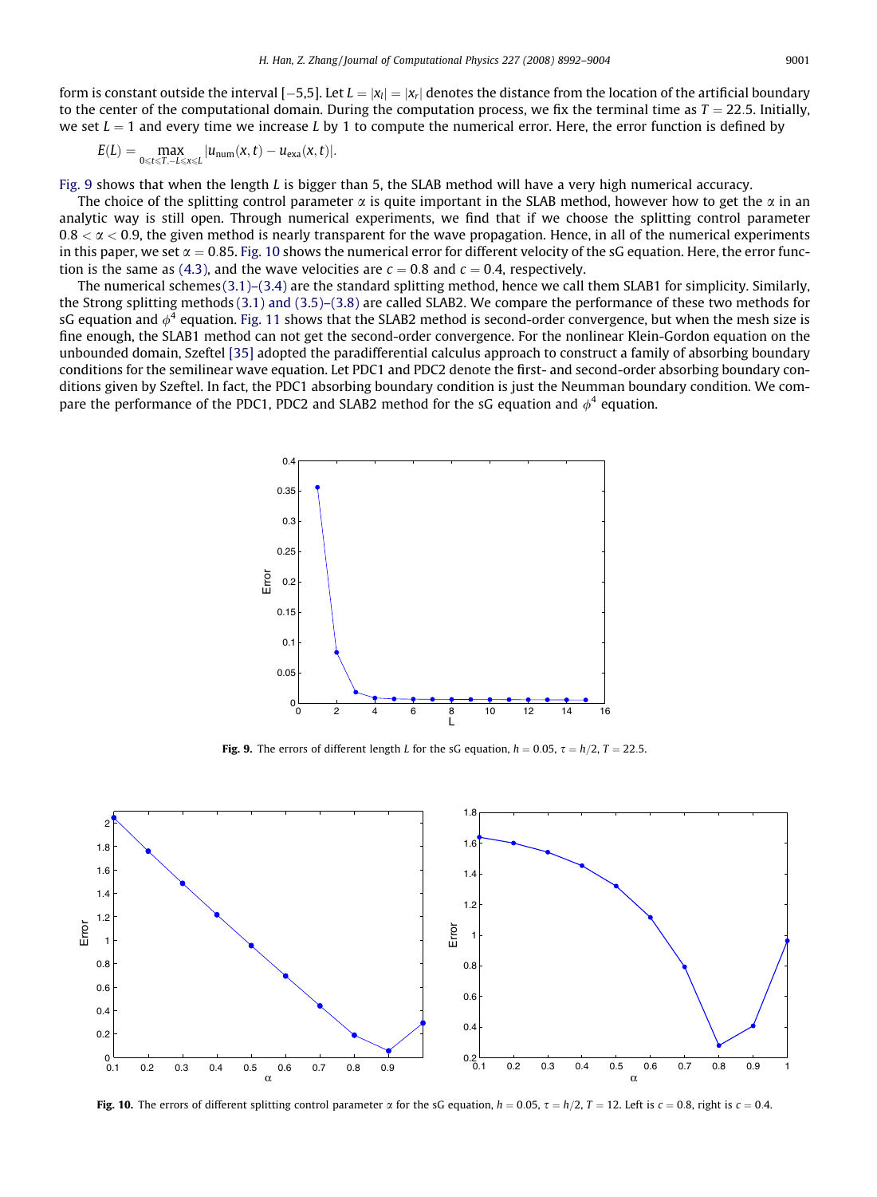form is constant outside the interval [−5,5]. Let $L = |x_l| = |x_r|$ denotes the distance from the location of the artificial boundary to the center of the computational domain. During the computation process, we fix the terminal time as $T = 22.5$. Initially, we set $L = 1$ and every time we increase $L$ by 1 to compute the numerical error. Here, the error function is defined by

$$E(L) = \max_{0 \leqslant t \leqslant T, -L \leqslant x \leqslant L} |u_{\text{num}}(x,t) - u_{\text{exa}}(x,t)|.$$

Fig. 9 shows that when the length $L$ is bigger than 5, the SLAB method will have a very high numerical accuracy.

The choice of the splitting control parameter $\alpha$ is quite important in the SLAB method, however how to get the $\alpha$ in an analytic way is still open. Through numerical experiments, we find that if we choose the splitting control parameter $0.8 < \alpha < 0.9$, the given method is nearly transparent for the wave propagation. Hence, in all of the numerical experiments in this paper, we set $\alpha = 0.85$. Fig. 10 shows the numerical error for different velocity of the sG equation. Here, the error function is the same as (4.3), and the wave velocities are $c = 0.8$ and $c = 0.4$, respectively.

The numerical schemes (3.1)–(3.4) are the standard splitting method, hence we call them SLAB1 for simplicity. Similarly, the Strong splitting methods (3.1) and (3.5)–(3.8) are called SLAB2. We compare the performance of these two methods for sG equation and $\phi^4$ equation. Fig. 11 shows that the SLAB2 method is second-order convergence, but when the mesh size is fine enough, the SLAB1 method can not get the second-order convergence. For the nonlinear Klein-Gordon equation on the unbounded domain, Szeftel [35] adopted the paradifferential calculus approach to construct a family of absorbing boundary conditions for the semilinear wave equation. Let PDC1 and PDC2 denote the first- and second-order absorbing boundary conditions given by Szeftel. In fact, the PDC1 absorbing boundary condition is just the Neumman boundary condition. We compare the performance of the PDC1, PDC2 and SLAB2 method for the sG equation and $\phi^4$ equation.

**Fig. 9.** The errors of different length $L$ for the sG equation, $h = 0.05$, $\tau = h/2$, $T = 22.5$.

**Fig. 10.** The errors of different splitting control parameter $\alpha$ for the sG equation, $h = 0.05$, $\tau = h/2$, $T = 12$. Left is $c = 0.8$, right is $c = 0.4$.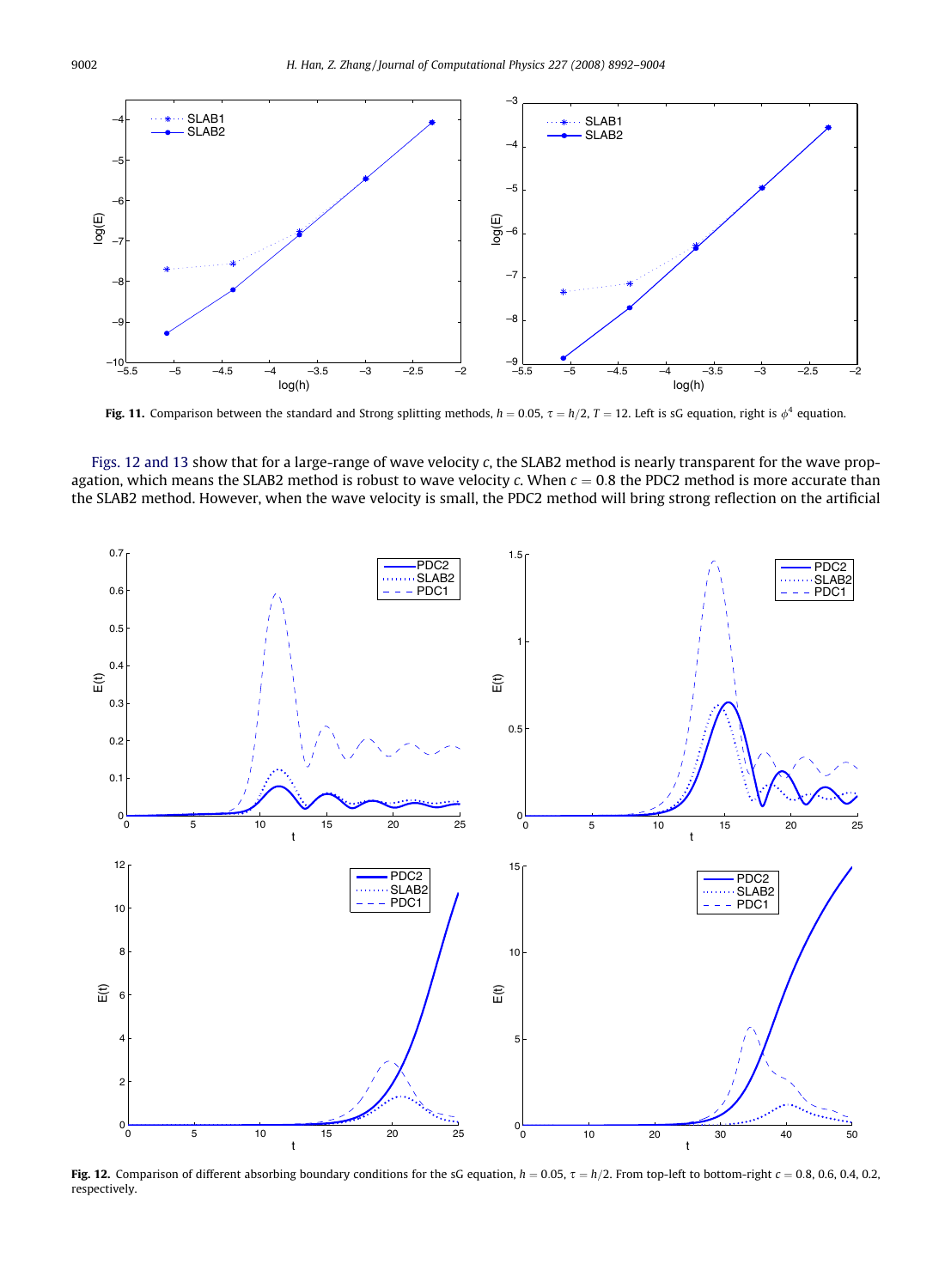**Fig. 11.** Comparison between the standard and Strong splitting methods, $h = 0.05$, $\tau = h/2$, $T = 12$. Left is sG equation, right is $\phi^4$ equation.

Figs. 12 and 13 show that for a large-range of wave velocity $c$, the SLAB2 method is nearly transparent for the wave propagation, which means the SLAB2 method is robust to wave velocity $c$. When $c = 0.8$ the PDC2 method is more accurate than the SLAB2 method. However, when the wave velocity is small, the PDC2 method will bring strong reflection on the artificial

**Fig. 12.** Comparison of different absorbing boundary conditions for the sG equation, $h = 0.05$, $\tau = h/2$. From top-left to bottom-right $c = 0.8, 0.6, 0.4, 0.2$, respectively.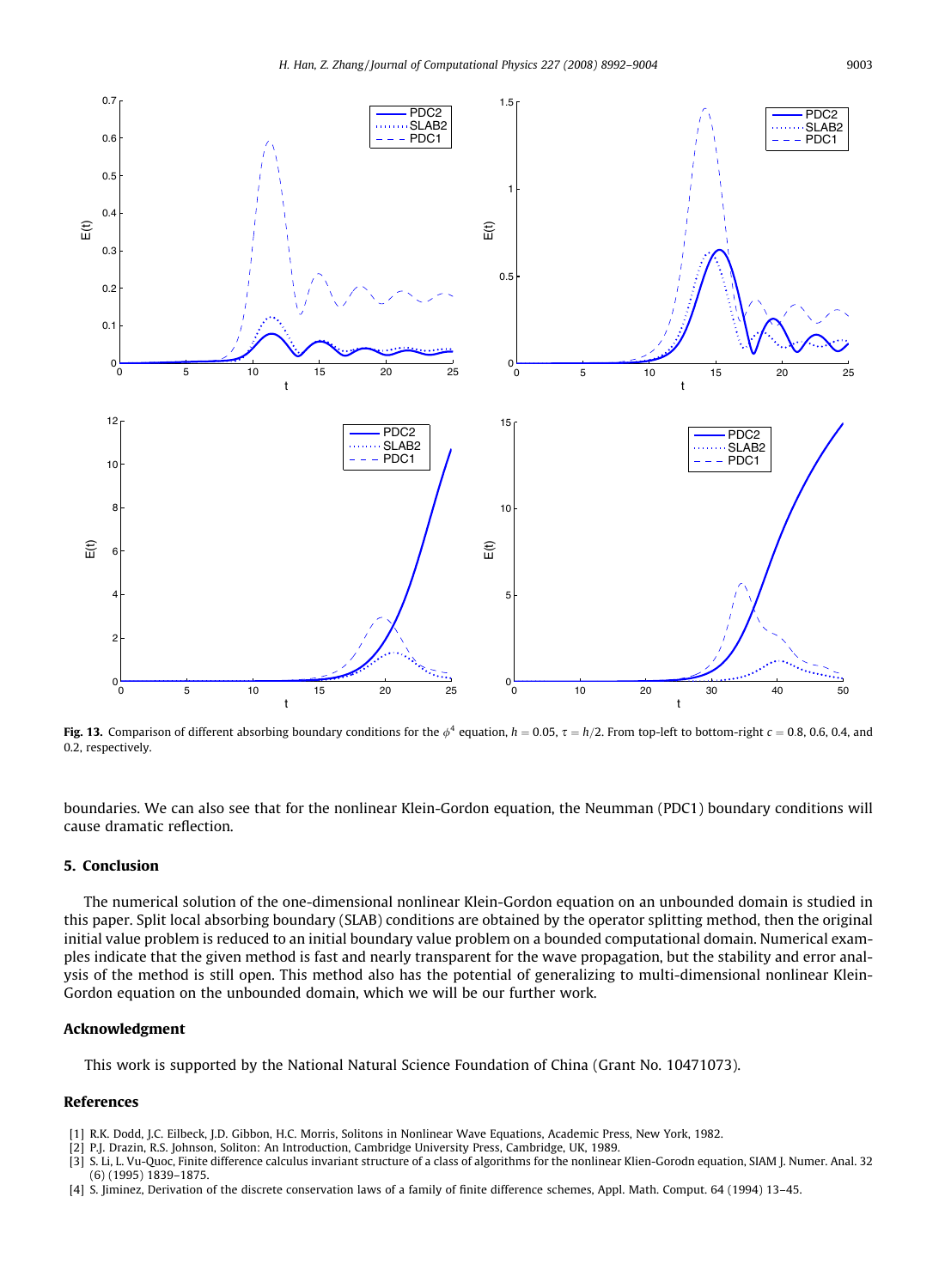**Fig. 13.** Comparison of different absorbing boundary conditions for the $\phi^4$ equation, $h = 0.05$, $\tau = h/2$. From top-left to bottom-right $c = 0.8$, 0.6, 0.4, and 0.2, respectively.

boundaries. We can also see that for the nonlinear Klein-Gordon equation, the Neumman (PDC1) boundary conditions will cause dramatic reflection.

## 5. Conclusion

The numerical solution of the one-dimensional nonlinear Klein-Gordon equation on an unbounded domain is studied in this paper. Split local absorbing boundary (SLAB) conditions are obtained by the operator splitting method, then the original initial value problem is reduced to an initial boundary value problem on a bounded computational domain. Numerical examples indicate that the given method is fast and nearly transparent for the wave propagation, but the stability and error analysis of the method is still open. This method also has the potential of generalizing to multi-dimensional nonlinear Klein-Gordon equation on the unbounded domain, which we will be our further work.

## Acknowledgment

This work is supported by the National Natural Science Foundation of China (Grant No. 10471073).

## References

[1] R.K. Dodd, J.C. Eilbeck, J.D. Gibbon, H.C. Morris, Solitons in Nonlinear Wave Equations, Academic Press, New York, 1982.
[2] P.J. Drazin, R.S. Johnson, Soliton: An Introduction, Cambridge University Press, Cambridge, UK, 1989.
[3] S. Li, L. Vu-Quoc, Finite difference calculus invariant structure of a class of algorithms for the nonlinear Klien-Gorodn equation, SIAM J. Numer. Anal. 32 (6) (1995) 1839–1875.
[4] S. Jiminez, Derivation of the discrete conservation laws of a family of finite difference schemes, Appl. Math. Comput. 64 (1994) 13–45.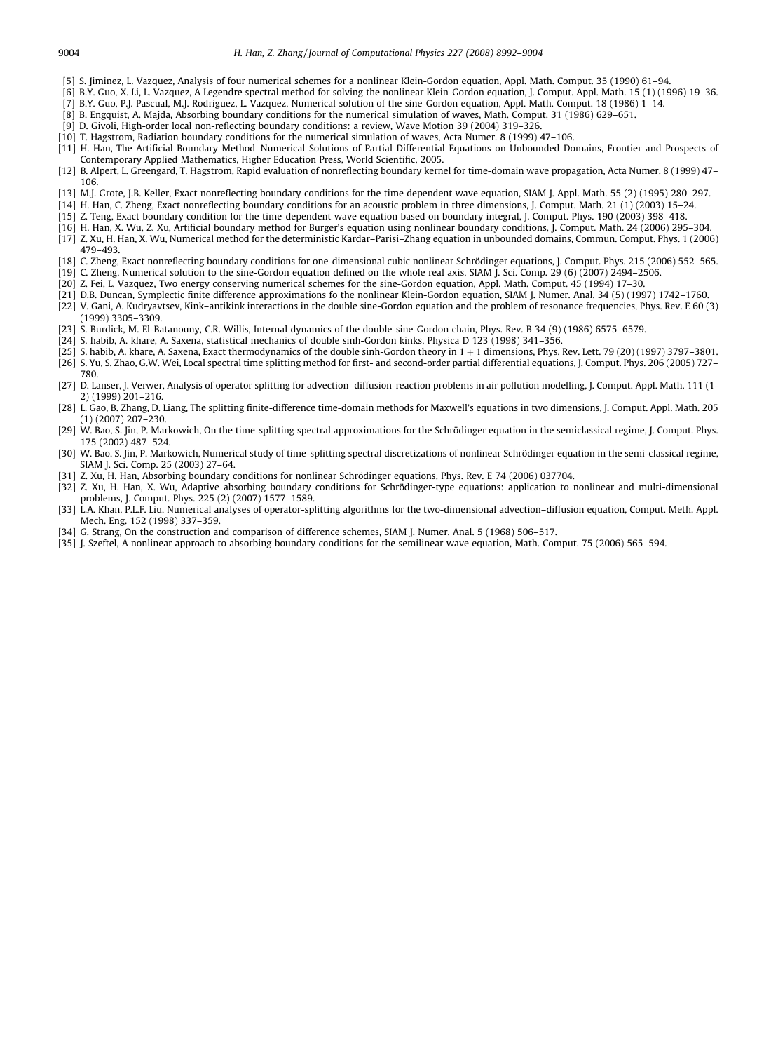[5] S. Jiminez, L. Vazquez, Analysis of four numerical schemes for a nonlinear Klein-Gordon equation, Appl. Math. Comput. 35 (1990) 61–94.
[6] B.Y. Guo, X. Li, L. Vazquez, A Legendre spectral method for solving the nonlinear Klein-Gordon equation, J. Comput. Appl. Math. 15 (1) (1996) 19–36.
[7] B.Y. Guo, P.J. Pascual, M.J. Rodriguez, L. Vazquez, Numerical solution of the sine-Gordon equation, Appl. Math. Comput. 18 (1986) 1–14.
[8] B. Engquist, A. Majda, Absorbing boundary conditions for the numerical simulation of waves, Math. Comput. 31 (1986) 629–651.
[9] D. Givoli, High-order local non-reflecting boundary conditions: a review, Wave Motion 39 (2004) 319–326.
[10] T. Hagstrom, Radiation boundary conditions for the numerical simulation of waves, Acta Numer. 8 (1999) 47–106.
[11] H. Han, The Artificial Boundary Method–Numerical Solutions of Partial Differential Equations on Unbounded Domains, Frontier and Prospects of Contemporary Applied Mathematics, Higher Education Press, World Scientific, 2005.
[12] B. Alpert, L. Greengard, T. Hagstrom, Rapid evaluation of nonreflecting boundary kernel for time-domain wave propagation, Acta Numer. 8 (1999) 47–106.
[13] M.J. Grote, J.B. Keller, Exact nonreflecting boundary conditions for the time dependent wave equation, SIAM J. Appl. Math. 55 (2) (1995) 280–297.
[14] H. Han, C. Zheng, Exact nonreflecting boundary conditions for an acoustic problem in three dimensions, J. Comput. Math. 21 (1) (2003) 15–24.
[15] Z. Teng, Exact boundary condition for the time-dependent wave equation based on boundary integral, J. Comput. Phys. 190 (2003) 398–418.
[16] H. Han, X. Wu, Z. Xu, Artificial boundary method for Burger's equation using nonlinear boundary conditions, J. Comput. Math. 24 (2006) 295–304.
[17] Z. Xu, H. Han, X. Wu, Numerical method for the deterministic Kardar–Parisi–Zhang equation in unbounded domains, Commun. Comput. Phys. 1 (2006) 479–493.
[18] C. Zheng, Exact nonreflecting boundary conditions for one-dimensional cubic nonlinear Schrödinger equations, J. Comput. Phys. 215 (2006) 552–565.
[19] C. Zheng, Numerical solution to the sine-Gordon equation defined on the whole real axis, SIAM J. Sci. Comp. 29 (6) (2007) 2494–2506.
[20] Z. Fei, L. Vazquez, Two energy conserving numerical schemes for the sine-Gordon equation, Appl. Math. Comput. 45 (1994) 17–30.
[21] D.B. Duncan, Symplectic finite difference approximations fo the nonlinear Klein-Gordon equation, SIAM J. Numer. Anal. 34 (5) (1997) 1742–1760.
[22] V. Gani, A. Kudryavtsev, Kink–antikink interactions in the double sine-Gordon equation and the problem of resonance frequencies, Phys. Rev. E 60 (3) (1999) 3305–3309.
[23] S. Burdick, M. El-Batanouny, C.R. Willis, Internal dynamics of the double-sine-Gordon chain, Phys. Rev. B 34 (9) (1986) 6575–6579.
[24] S. habib, A. khare, A. Saxena, statistical mechanics of double sinh-Gordon kinks, Physica D 123 (1998) 341–356.
[25] S. habib, A. khare, A. Saxena, Exact thermodynamics of the double sinh-Gordon theory in $1+1$ dimensions, Phys. Rev. Lett. 79 (20) (1997) 3797–3801.
[26] S. Yu, S. Zhao, G.W. Wei, Local spectral time splitting method for first- and second-order partial differential equations, J. Comput. Phys. 206 (2005) 727–780.
[27] D. Lanser, J. Verwer, Analysis of operator splitting for advection–diffusion-reaction problems in air pollution modelling, J. Comput. Appl. Math. 111 (1-2) (1999) 201–216.
[28] L. Gao, B. Zhang, D. Liang, The splitting finite-difference time-domain methods for Maxwell's equations in two dimensions, J. Comput. Appl. Math. 205 (1) (2007) 207–230.
[29] W. Bao, S. Jin, P. Markowich, On the time-splitting spectral approximations for the Schrödinger equation in the semiclassical regime, J. Comput. Phys. 175 (2002) 487–524.
[30] W. Bao, S. Jin, P. Markowich, Numerical study of time-splitting spectral discretizations of nonlinear Schrödinger equation in the semi-classical regime, SIAM J. Sci. Comp. 25 (2003) 27–64.
[31] Z. Xu, H. Han, Absorbing boundary conditions for nonlinear Schrödinger equations, Phys. Rev. E 74 (2006) 037704.
[32] Z. Xu, H. Han, X. Wu, Adaptive absorbing boundary conditions for Schrödinger-type equations: application to nonlinear and multi-dimensional problems, J. Comput. Phys. 225 (2) (2007) 1577–1589.
[33] L.A. Khan, P.L.F. Liu, Numerical analyses of operator-splitting algorithms for the two-dimensional advection–diffusion equation, Comput. Meth. Appl. Mech. Eng. 152 (1998) 337–359.
[34] G. Strang, On the construction and comparison of difference schemes, SIAM J. Numer. Anal. 5 (1968) 506–517.
[35] J. Szeftel, A nonlinear approach to absorbing boundary conditions for the semilinear wave equation, Math. Comput. 75 (2006) 565–594.